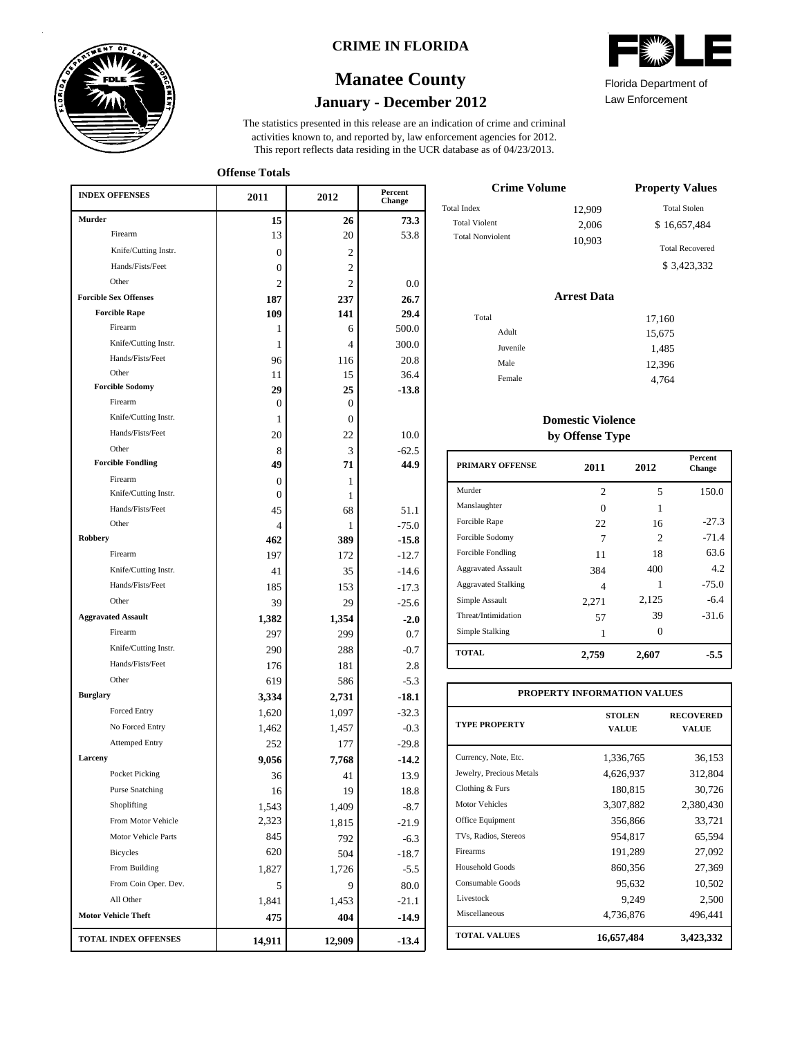# CRIME IN FLORIDA

## Manatee County

### January - December 2012

Florida Department of Law Enforcement

The statistics presented in this release are an indication of crime and criminal activities known to, and reported by, law enforcement agencies for 2012. This report reflects data residing in the UCR database as of 04/23/2013.

### Offense Totals

| INDEX OFFENSES | 2011 | 2012 | Percent Change |
|---|---|---|---|
| **Murder** | **15** | **26** | **73.3** |
| Firearm | 13 | 20 | 53.8 |
| Knife/Cutting Instr. | 0 | 2 | |
| Hands/Fists/Feet | 0 | 2 | |
| Other | 2 | 2 | 0.0 |
| **Forcible Sex Offenses** | **187** | **237** | **26.7** |
| **Forcible Rape** | **109** | **141** | **29.4** |
| Firearm | 1 | 6 | 500.0 |
| Knife/Cutting Instr. | 1 | 4 | 300.0 |
| Hands/Fists/Feet | 96 | 116 | 20.8 |
| Other | 11 | 15 | 36.4 |
| **Forcible Sodomy** | **29** | **25** | **-13.8** |
| Firearm | 0 | 0 | |
| Knife/Cutting Instr. | 1 | 0 | |
| Hands/Fists/Feet | 20 | 22 | 10.0 |
| Other | 8 | 3 | -62.5 |
| **Forcible Fondling** | **49** | **71** | **44.9** |
| Firearm | 0 | 1 | |
| Knife/Cutting Instr. | 0 | 1 | |
| Hands/Fists/Feet | 45 | 68 | 51.1 |
| Other | 4 | 1 | -75.0 |
| **Robbery** | **462** | **389** | **-15.8** |
| Firearm | 197 | 172 | -12.7 |
| Knife/Cutting Instr. | 41 | 35 | -14.6 |
| Hands/Fists/Feet | 185 | 153 | -17.3 |
| Other | 39 | 29 | -25.6 |
| **Aggravated Assault** | **1,382** | **1,354** | **-2.0** |
| Firearm | 297 | 299 | 0.7 |
| Knife/Cutting Instr. | 290 | 288 | -0.7 |
| Hands/Fists/Feet | 176 | 181 | 2.8 |
| Other | 619 | 586 | -5.3 |
| **Burglary** | **3,334** | **2,731** | **-18.1** |
| Forced Entry | 1,620 | 1,097 | -32.3 |
| No Forced Entry | 1,462 | 1,457 | -0.3 |
| Attemped Entry | 252 | 177 | -29.8 |
| **Larceny** | **9,056** | **7,768** | **-14.2** |
| Pocket Picking | 36 | 41 | 13.9 |
| Purse Snatching | 16 | 19 | 18.8 |
| Shoplifting | 1,543 | 1,409 | -8.7 |
| From Motor Vehicle | 2,323 | 1,815 | -21.9 |
| Motor Vehicle Parts | 845 | 792 | -6.3 |
| Bicycles | 620 | 504 | -18.7 |
| From Building | 1,827 | 1,726 | -5.5 |
| From Coin Oper. Dev. | 5 | 9 | 80.0 |
| All Other | 1,841 | 1,453 | -21.1 |
| **Motor Vehicle Theft** | **475** | **404** | **-14.9** |
| **TOTAL INDEX OFFENSES** | **14,911** | **12,909** | **-13.4** |

### Crime Volume

| | |
|---|---|
| Total Index | 12,909 |
| Total Violent | 2,006 |
| Total Nonviolent | 10,903 |

### Property Values

Total Stolen: $ 16,657,484

Total Recovered: $ 3,423,332

### Arrest Data

| | |
|---|---|
| Total | 17,160 |
| Adult | 15,675 |
| Juvenile | 1,485 |
| Male | 12,396 |
| Female | 4,764 |

### Domestic Violence by Offense Type

| PRIMARY OFFENSE | 2011 | 2012 | Percent Change |
|---|---|---|---|
| Murder | 2 | 5 | 150.0 |
| Manslaughter | 0 | 1 | |
| Forcible Rape | 22 | 16 | -27.3 |
| Forcible Sodomy | 7 | 2 | -71.4 |
| Forcible Fondling | 11 | 18 | 63.6 |
| Aggravated Assault | 384 | 400 | 4.2 |
| Aggravated Stalking | 4 | 1 | -75.0 |
| Simple Assault | 2,271 | 2,125 | -6.4 |
| Threat/Intimidation | 57 | 39 | -31.6 |
| Simple Stalking | 1 | 0 | |
| **TOTAL** | **2,759** | **2,607** | **-5.5** |

### PROPERTY INFORMATION VALUES

| TYPE PROPERTY | STOLEN VALUE | RECOVERED VALUE |
|---|---|---|
| Currency, Note, Etc. | 1,336,765 | 36,153 |
| Jewelry, Precious Metals | 4,626,937 | 312,804 |
| Clothing & Furs | 180,815 | 30,726 |
| Motor Vehicles | 3,307,882 | 2,380,430 |
| Office Equipment | 356,866 | 33,721 |
| TVs, Radios, Stereos | 954,817 | 65,594 |
| Firearms | 191,289 | 27,092 |
| Household Goods | 860,356 | 27,369 |
| Consumable Goods | 95,632 | 10,502 |
| Livestock | 9,249 | 2,500 |
| Miscellaneous | 4,736,876 | 496,441 |
| **TOTAL VALUES** | **16,657,484** | **3,423,332** |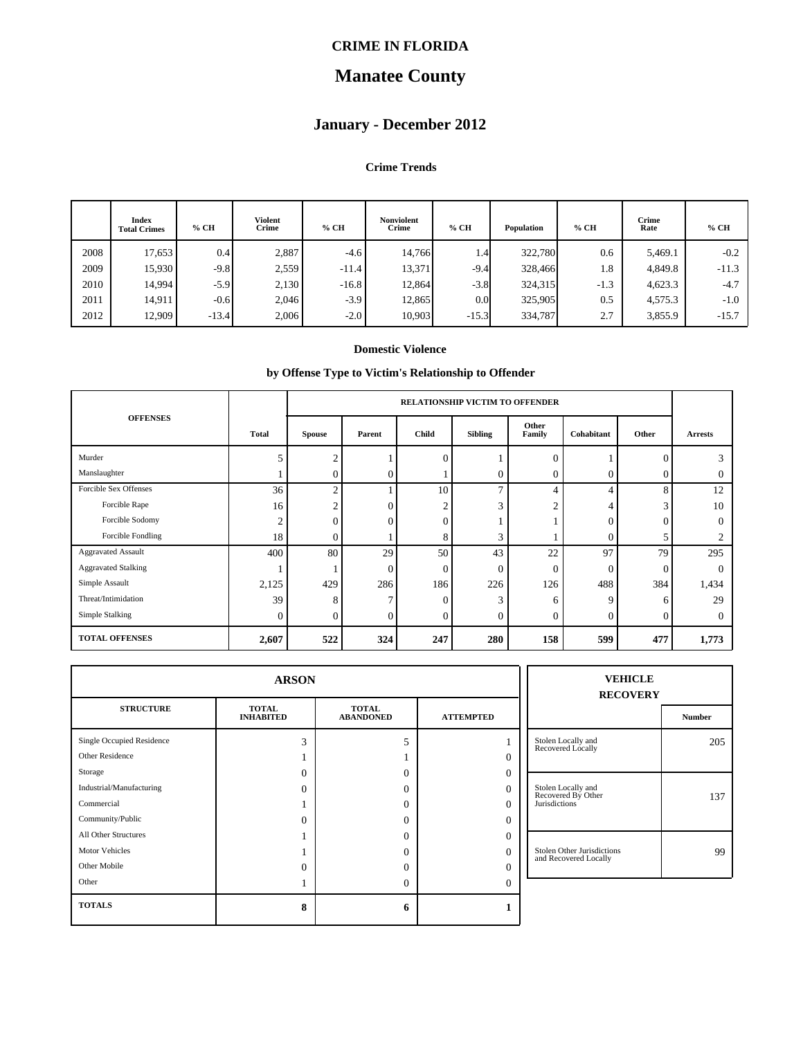**CRIME IN FLORIDA**

# Manatee County

## January - December 2012

### Crime Trends

| | Index Total Crimes | % CH | Violent Crime | % CH | Nonviolent Crime | % CH | Population | % CH | Crime Rate | % CH |
|---|---|---|---|---|---|---|---|---|---|---|
| 2008 | 17,653 | 0.4 | 2,887 | -4.6 | 14,766 | 1.4 | 322,780 | 0.6 | 5,469.1 | -0.2 |
| 2009 | 15,930 | -9.8 | 2,559 | -11.4 | 13,371 | -9.4 | 328,466 | 1.8 | 4,849.8 | -11.3 |
| 2010 | 14,994 | -5.9 | 2,130 | -16.8 | 12,864 | -3.8 | 324,315 | -1.3 | 4,623.3 | -4.7 |
| 2011 | 14,911 | -0.6 | 2,046 | -3.9 | 12,865 | 0.0 | 325,905 | 0.5 | 4,575.3 | -1.0 |
| 2012 | 12,909 | -13.4 | 2,006 | -2.0 | 10,903 | -15.3 | 334,787 | 2.7 | 3,855.9 | -15.7 |

### Domestic Violence

### by Offense Type to Victim's Relationship to Offender

| OFFENSES | Total | RELATIONSHIP VICTIM TO OFFENDER | | | | | | | Arrests |
|---|---|---|---|---|---|---|---|---|---|
| | | Spouse | Parent | Child | Sibling | Other Family | Cohabitant | Other | |
| Murder | 5 | 2 | 1 | 0 | 1 | 0 | 1 | 0 | 3 |
| Manslaughter | 1 | 0 | 0 | 1 | 0 | 0 | 0 | 0 | 0 |
| Forcible Sex Offenses | 36 | 2 | 1 | 10 | 7 | 4 | 4 | 8 | 12 |
| Forcible Rape | 16 | 2 | 0 | 2 | 3 | 2 | 4 | 3 | 10 |
| Forcible Sodomy | 2 | 0 | 0 | 0 | 1 | 1 | 0 | 0 | 0 |
| Forcible Fondling | 18 | 0 | 1 | 8 | 3 | 1 | 0 | 5 | 2 |
| Aggravated Assault | 400 | 80 | 29 | 50 | 43 | 22 | 97 | 79 | 295 |
| Aggravated Stalking | 1 | 1 | 0 | 0 | 0 | 0 | 0 | 0 | 0 |
| Simple Assault | 2,125 | 429 | 286 | 186 | 226 | 126 | 488 | 384 | 1,434 |
| Threat/Intimidation | 39 | 8 | 7 | 0 | 3 | 6 | 9 | 6 | 29 |
| Simple Stalking | 0 | 0 | 0 | 0 | 0 | 0 | 0 | 0 | 0 |
| **TOTAL OFFENSES** | **2,607** | **522** | **324** | **247** | **280** | **158** | **599** | **477** | **1,773** |

| ARSON | | | |
|---|---|---|---|
| STRUCTURE | TOTAL INHABITED | TOTAL ABANDONED | ATTEMPTED |
| Single Occupied Residence | 3 | 5 | 1 |
| Other Residence | 1 | 1 | 0 |
| Storage | 0 | 0 | 0 |
| Industrial/Manufacturing | 0 | 0 | 0 |
| Commercial | 1 | 0 | 0 |
| Community/Public | 0 | 0 | 0 |
| All Other Structures | 1 | 0 | 0 |
| Motor Vehicles | 1 | 0 | 0 |
| Other Mobile | 0 | 0 | 0 |
| Other | 1 | 0 | 0 |
| **TOTALS** | **8** | **6** | **1** |

| VEHICLE RECOVERY | Number |
|---|---|
| Stolen Locally and Recovered Locally | 205 |
| Stolen Locally and Recovered By Other Jurisdictions | 137 |
| Stolen Other Jurisdictions and Recovered Locally | 99 |